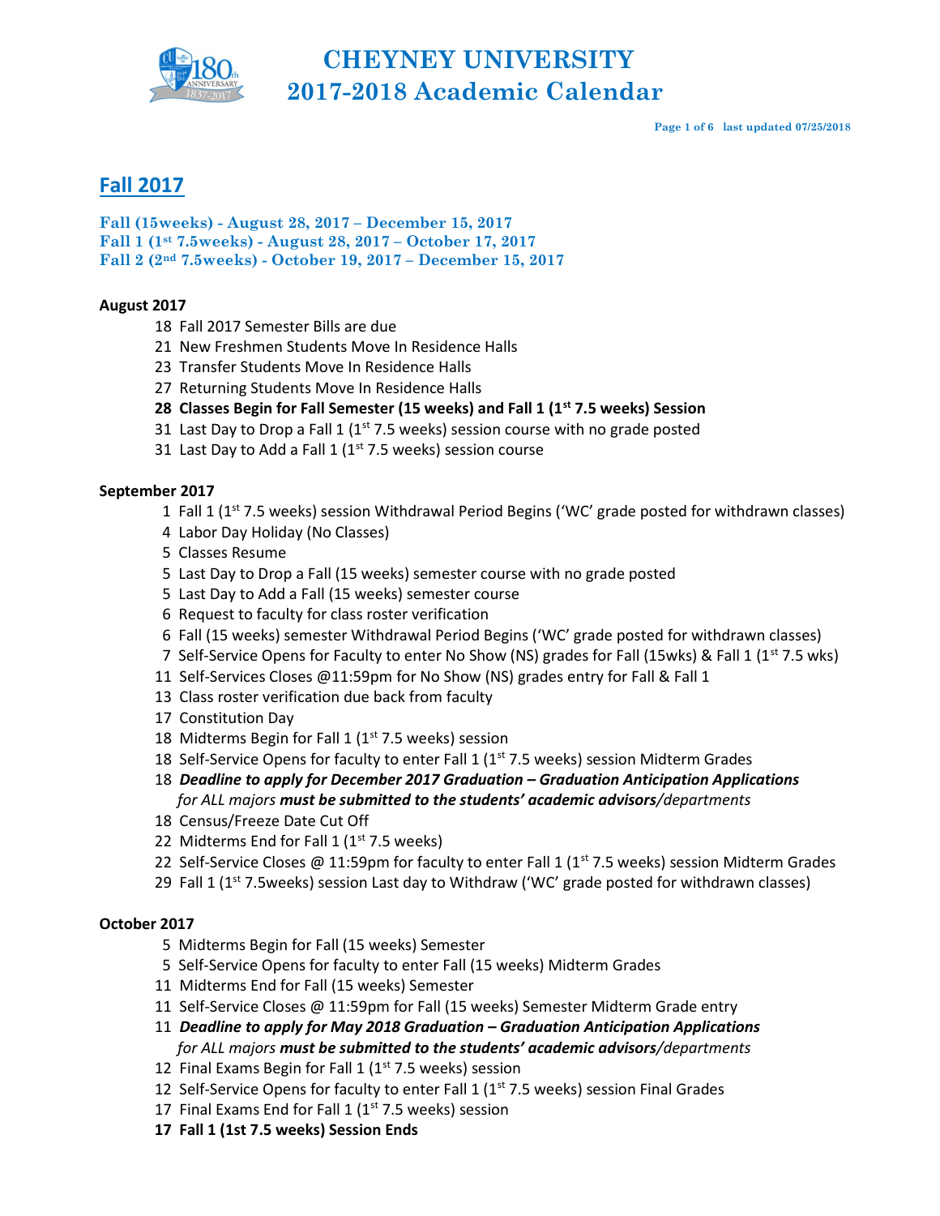# CHEYNEY UNIVERSITY
# 2017-2018 Academic Calendar

## Fall 2017

**Fall (15weeks) - August 28, 2017 – December 15, 2017**
**Fall 1 (1st 7.5weeks) - August 28, 2017 – October 17, 2017**
**Fall 2 (2nd 7.5weeks) - October 19, 2017 – December 15, 2017**

### August 2017

- 18 Fall 2017 Semester Bills are due
- 21 New Freshmen Students Move In Residence Halls
- 23 Transfer Students Move In Residence Halls
- 27 Returning Students Move In Residence Halls
- **28 Classes Begin for Fall Semester (15 weeks) and Fall 1 (1st 7.5 weeks) Session**
- 31 Last Day to Drop a Fall 1 (1st 7.5 weeks) session course with no grade posted
- 31 Last Day to Add a Fall 1 (1st 7.5 weeks) session course

### September 2017

- 1 Fall 1 (1st 7.5 weeks) session Withdrawal Period Begins ('WC' grade posted for withdrawn classes)
- 4 Labor Day Holiday (No Classes)
- 5 Classes Resume
- 5 Last Day to Drop a Fall (15 weeks) semester course with no grade posted
- 5 Last Day to Add a Fall (15 weeks) semester course
- 6 Request to faculty for class roster verification
- 6 Fall (15 weeks) semester Withdrawal Period Begins ('WC' grade posted for withdrawn classes)
- 7 Self-Service Opens for Faculty to enter No Show (NS) grades for Fall (15wks) & Fall 1 (1st 7.5 wks)
- 11 Self-Services Closes @11:59pm for No Show (NS) grades entry for Fall & Fall 1
- 13 Class roster verification due back from faculty
- 17 Constitution Day
- 18 Midterms Begin for Fall 1 (1st 7.5 weeks) session
- 18 Self-Service Opens for faculty to enter Fall 1 (1st 7.5 weeks) session Midterm Grades
- 18 ***Deadline to apply for December 2017 Graduation – Graduation Anticipation Applications*** *for ALL majors* ***must be submitted to the students' academic advisors****/departments*
- 18 Census/Freeze Date Cut Off
- 22 Midterms End for Fall 1 (1st 7.5 weeks)
- 22 Self-Service Closes @ 11:59pm for faculty to enter Fall 1 (1st 7.5 weeks) session Midterm Grades
- 29 Fall 1 (1st 7.5weeks) session Last day to Withdraw ('WC' grade posted for withdrawn classes)

### October 2017

- 5 Midterms Begin for Fall (15 weeks) Semester
- 5 Self-Service Opens for faculty to enter Fall (15 weeks) Midterm Grades
- 11 Midterms End for Fall (15 weeks) Semester
- 11 Self-Service Closes @ 11:59pm for Fall (15 weeks) Semester Midterm Grade entry
- 11 ***Deadline to apply for May 2018 Graduation – Graduation Anticipation Applications*** *for ALL majors* ***must be submitted to the students' academic advisors****/departments*
- 12 Final Exams Begin for Fall 1 (1st 7.5 weeks) session
- 12 Self-Service Opens for faculty to enter Fall 1 (1st 7.5 weeks) session Final Grades
- 17 Final Exams End for Fall 1 (1st 7.5 weeks) session
- **17 Fall 1 (1st 7.5 weeks) Session Ends**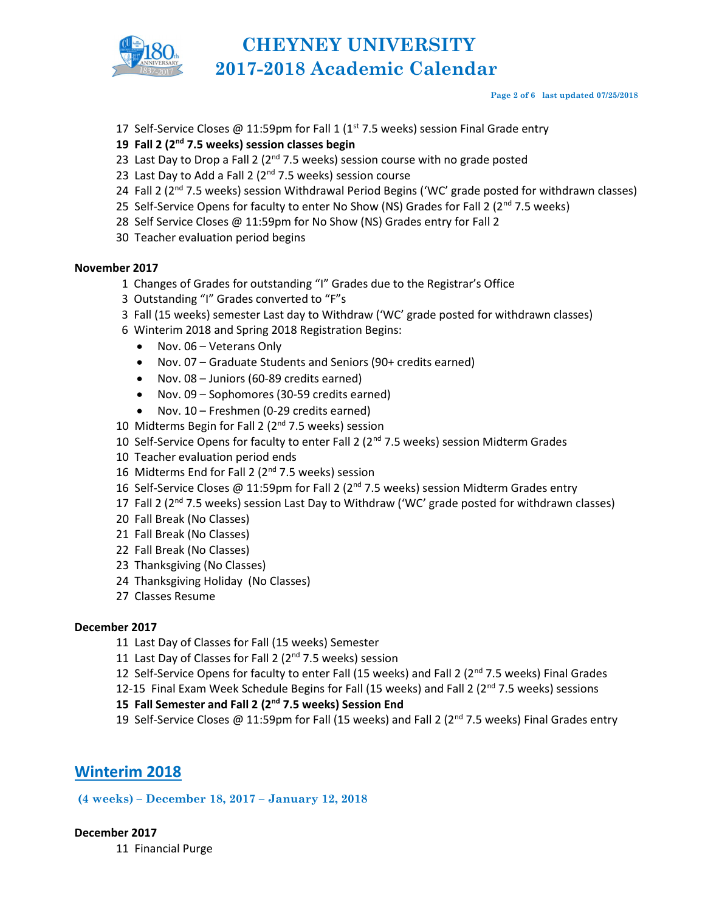17 Self-Service Closes @ 11:59pm for Fall 1 (1st 7.5 weeks) session Final Grade entry

**19 Fall 2 (2nd 7.5 weeks) session classes begin**

23 Last Day to Drop a Fall 2 (2nd 7.5 weeks) session course with no grade posted

23 Last Day to Add a Fall 2 (2nd 7.5 weeks) session course

24 Fall 2 (2nd 7.5 weeks) session Withdrawal Period Begins ('WC' grade posted for withdrawn classes)

25 Self-Service Opens for faculty to enter No Show (NS) Grades for Fall 2 (2nd 7.5 weeks)

28 Self Service Closes @ 11:59pm for No Show (NS) Grades entry for Fall 2

30 Teacher evaluation period begins

**November 2017**

1 Changes of Grades for outstanding "I" Grades due to the Registrar's Office

3 Outstanding "I" Grades converted to "F"s

3 Fall (15 weeks) semester Last day to Withdraw ('WC' grade posted for withdrawn classes)

6 Winterim 2018 and Spring 2018 Registration Begins:

- Nov. 06 – Veterans Only
- Nov. 07 – Graduate Students and Seniors (90+ credits earned)
- Nov. 08 – Juniors (60-89 credits earned)
- Nov. 09 – Sophomores (30-59 credits earned)
- Nov. 10 – Freshmen (0-29 credits earned)

10 Midterms Begin for Fall 2 (2nd 7.5 weeks) session

10 Self-Service Opens for faculty to enter Fall 2 (2nd 7.5 weeks) session Midterm Grades

10 Teacher evaluation period ends

16 Midterms End for Fall 2 (2nd 7.5 weeks) session

16 Self-Service Closes @ 11:59pm for Fall 2 (2nd 7.5 weeks) session Midterm Grades entry

17 Fall 2 (2nd 7.5 weeks) session Last Day to Withdraw ('WC' grade posted for withdrawn classes)

20 Fall Break (No Classes)

21 Fall Break (No Classes)

22 Fall Break (No Classes)

23 Thanksgiving (No Classes)

24 Thanksgiving Holiday (No Classes)

27 Classes Resume

**December 2017**

11 Last Day of Classes for Fall (15 weeks) Semester

11 Last Day of Classes for Fall 2 (2nd 7.5 weeks) session

12 Self-Service Opens for faculty to enter Fall (15 weeks) and Fall 2 (2nd 7.5 weeks) Final Grades

12-15 Final Exam Week Schedule Begins for Fall (15 weeks) and Fall 2 (2nd 7.5 weeks) sessions

**15 Fall Semester and Fall 2 (2nd 7.5 weeks) Session End**

19 Self-Service Closes @ 11:59pm for Fall (15 weeks) and Fall 2 (2nd 7.5 weeks) Final Grades entry

## Winterim 2018

**(4 weeks) – December 18, 2017 – January 12, 2018**

**December 2017**

11 Financial Purge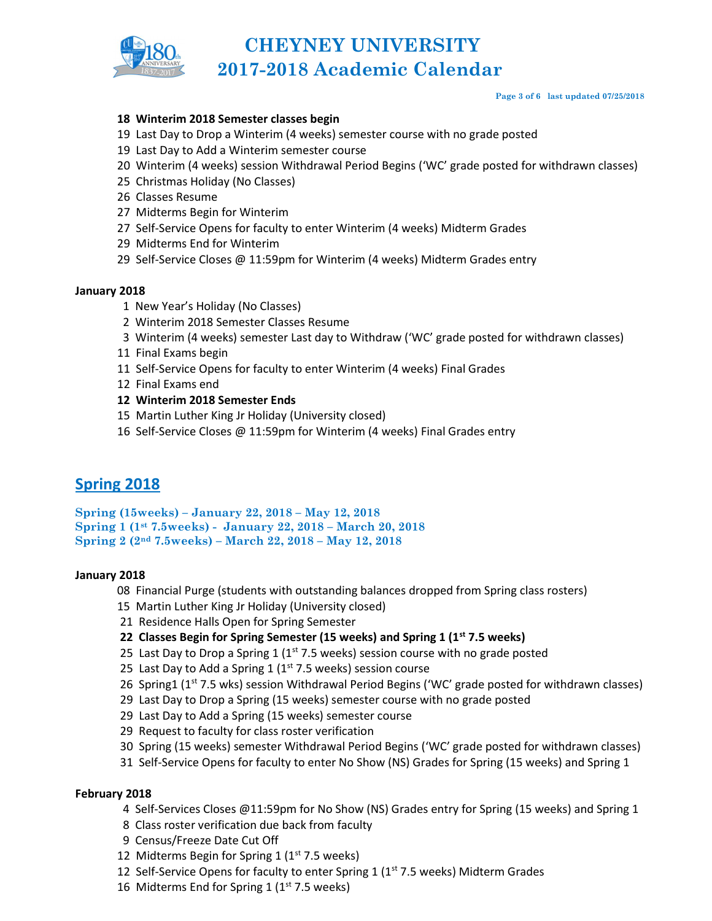**18 Winterim 2018 Semester classes begin**
19 Last Day to Drop a Winterim (4 weeks) semester course with no grade posted
19 Last Day to Add a Winterim semester course
20 Winterim (4 weeks) session Withdrawal Period Begins ('WC' grade posted for withdrawn classes)
25 Christmas Holiday (No Classes)
26 Classes Resume
27 Midterms Begin for Winterim
27 Self-Service Opens for faculty to enter Winterim (4 weeks) Midterm Grades
29 Midterms End for Winterim
29 Self-Service Closes @ 11:59pm for Winterim (4 weeks) Midterm Grades entry

**January 2018**

1 New Year's Holiday (No Classes)
2 Winterim 2018 Semester Classes Resume
3 Winterim (4 weeks) semester Last day to Withdraw ('WC' grade posted for withdrawn classes)
11 Final Exams begin
11 Self-Service Opens for faculty to enter Winterim (4 weeks) Final Grades
12 Final Exams end
**12 Winterim 2018 Semester Ends**
15 Martin Luther King Jr Holiday (University closed)
16 Self-Service Closes @ 11:59pm for Winterim (4 weeks) Final Grades entry

## Spring 2018

**Spring (15weeks) – January 22, 2018 – May 12, 2018**
**Spring 1 (1st 7.5weeks) - January 22, 2018 – March 20, 2018**
**Spring 2 (2nd 7.5weeks) – March 22, 2018 – May 12, 2018**

**January 2018**

08 Financial Purge (students with outstanding balances dropped from Spring class rosters)
15 Martin Luther King Jr Holiday (University closed)
21 Residence Halls Open for Spring Semester
**22 Classes Begin for Spring Semester (15 weeks) and Spring 1 (1st 7.5 weeks)**
25 Last Day to Drop a Spring 1 (1st 7.5 weeks) session course with no grade posted
25 Last Day to Add a Spring 1 (1st 7.5 weeks) session course
26 Spring1 (1st 7.5 wks) session Withdrawal Period Begins ('WC' grade posted for withdrawn classes)
29 Last Day to Drop a Spring (15 weeks) semester course with no grade posted
29 Last Day to Add a Spring (15 weeks) semester course
29 Request to faculty for class roster verification
30 Spring (15 weeks) semester Withdrawal Period Begins ('WC' grade posted for withdrawn classes)
31 Self-Service Opens for faculty to enter No Show (NS) Grades for Spring (15 weeks) and Spring 1

**February 2018**

4 Self-Services Closes @11:59pm for No Show (NS) Grades entry for Spring (15 weeks) and Spring 1
8 Class roster verification due back from faculty
9 Census/Freeze Date Cut Off
12 Midterms Begin for Spring 1 (1st 7.5 weeks)
12 Self-Service Opens for faculty to enter Spring 1 (1st 7.5 weeks) Midterm Grades
16 Midterms End for Spring 1 (1st 7.5 weeks)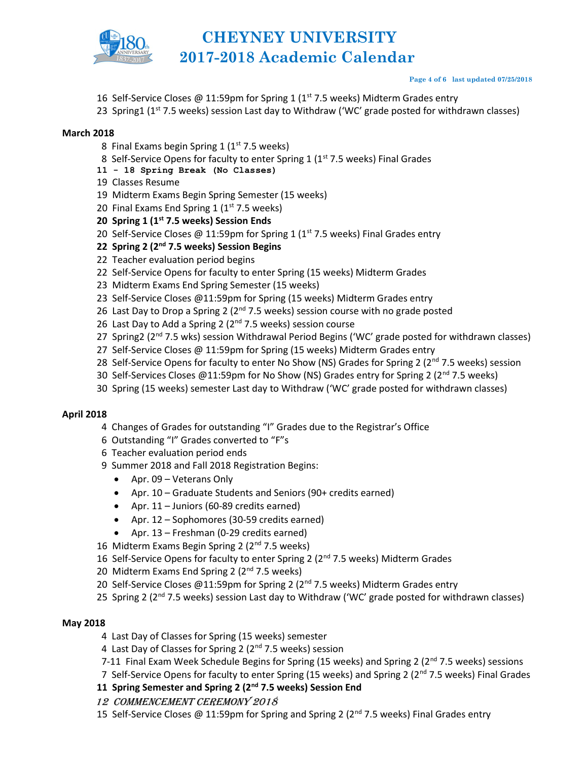16 Self-Service Closes @ 11:59pm for Spring 1 (1st 7.5 weeks) Midterm Grades entry
23 Spring1 (1st 7.5 weeks) session Last day to Withdraw ('WC' grade posted for withdrawn classes)

**March 2018**

8 Final Exams begin Spring 1 (1st 7.5 weeks)
8 Self-Service Opens for faculty to enter Spring 1 (1st 7.5 weeks) Final Grades
**11 - 18 Spring Break (No Classes)**
19 Classes Resume
19 Midterm Exams Begin Spring Semester (15 weeks)
20 Final Exams End Spring 1 (1st 7.5 weeks)
**20 Spring 1 (1st 7.5 weeks) Session Ends**
20 Self-Service Closes @ 11:59pm for Spring 1 (1st 7.5 weeks) Final Grades entry
**22 Spring 2 (2nd 7.5 weeks) Session Begins**
22 Teacher evaluation period begins
22 Self-Service Opens for faculty to enter Spring (15 weeks) Midterm Grades
23 Midterm Exams End Spring Semester (15 weeks)
23 Self-Service Closes @11:59pm for Spring (15 weeks) Midterm Grades entry
26 Last Day to Drop a Spring 2 (2nd 7.5 weeks) session course with no grade posted
26 Last Day to Add a Spring 2 (2nd 7.5 weeks) session course
27 Spring2 (2nd 7.5 wks) session Withdrawal Period Begins ('WC' grade posted for withdrawn classes)
27 Self-Service Closes @ 11:59pm for Spring (15 weeks) Midterm Grades entry
28 Self-Service Opens for faculty to enter No Show (NS) Grades for Spring 2 (2nd 7.5 weeks) session
30 Self-Services Closes @11:59pm for No Show (NS) Grades entry for Spring 2 (2nd 7.5 weeks)
30 Spring (15 weeks) semester Last day to Withdraw ('WC' grade posted for withdrawn classes)

**April 2018**

4 Changes of Grades for outstanding "I" Grades due to the Registrar's Office
6 Outstanding "I" Grades converted to "F"s
6 Teacher evaluation period ends
9 Summer 2018 and Fall 2018 Registration Begins:

- Apr. 09 – Veterans Only
- Apr. 10 – Graduate Students and Seniors (90+ credits earned)
- Apr. 11 – Juniors (60-89 credits earned)
- Apr. 12 – Sophomores (30-59 credits earned)
- Apr. 13 – Freshman (0-29 credits earned)

16 Midterm Exams Begin Spring 2 (2nd 7.5 weeks)
16 Self-Service Opens for faculty to enter Spring 2 (2nd 7.5 weeks) Midterm Grades
20 Midterm Exams End Spring 2 (2nd 7.5 weeks)
20 Self-Service Closes @11:59pm for Spring 2 (2nd 7.5 weeks) Midterm Grades entry
25 Spring 2 (2nd 7.5 weeks) session Last day to Withdraw ('WC' grade posted for withdrawn classes)

**May 2018**

4 Last Day of Classes for Spring (15 weeks) semester
4 Last Day of Classes for Spring 2 (2nd 7.5 weeks) session
7-11 Final Exam Week Schedule Begins for Spring (15 weeks) and Spring 2 (2nd 7.5 weeks) sessions
7 Self-Service Opens for faculty to enter Spring (15 weeks) and Spring 2 (2nd 7.5 weeks) Final Grades
**11 Spring Semester and Spring 2 (2nd 7.5 weeks) Session End**
*12 COMMENCEMENT CEREMONY 2018*
15 Self-Service Closes @ 11:59pm for Spring and Spring 2 (2nd 7.5 weeks) Final Grades entry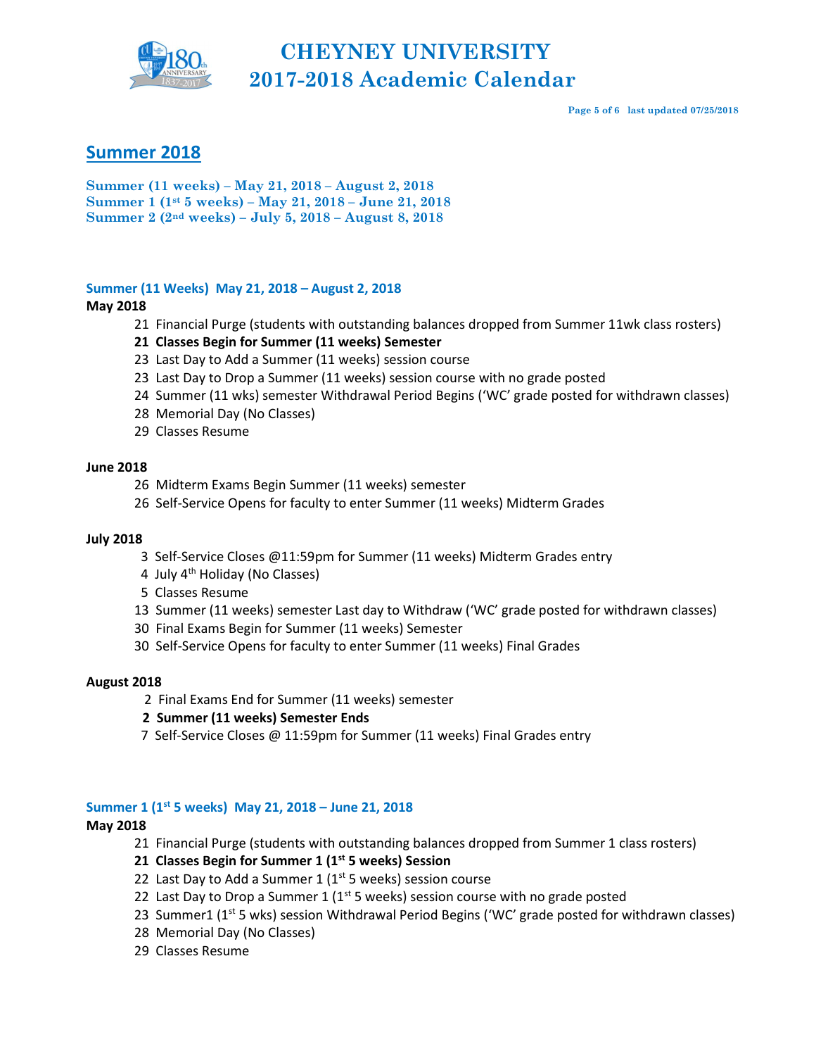# CHEYNEY UNIVERSITY
# 2017-2018 Academic Calendar

## Summer 2018

**Summer (11 weeks) – May 21, 2018 – August 2, 2018**
**Summer 1 (1st 5 weeks) – May 21, 2018 – June 21, 2018**
**Summer 2 (2nd weeks) – July 5, 2018 – August 8, 2018**

### Summer (11 Weeks) May 21, 2018 – August 2, 2018

**May 2018**

- 21 Financial Purge (students with outstanding balances dropped from Summer 11wk class rosters)
- **21 Classes Begin for Summer (11 weeks) Semester**
- 23 Last Day to Add a Summer (11 weeks) session course
- 23 Last Day to Drop a Summer (11 weeks) session course with no grade posted
- 24 Summer (11 wks) semester Withdrawal Period Begins ('WC' grade posted for withdrawn classes)
- 28 Memorial Day (No Classes)
- 29 Classes Resume

**June 2018**

- 26 Midterm Exams Begin Summer (11 weeks) semester
- 26 Self-Service Opens for faculty to enter Summer (11 weeks) Midterm Grades

**July 2018**

- 3 Self-Service Closes @11:59pm for Summer (11 weeks) Midterm Grades entry
- 4 July 4th Holiday (No Classes)
- 5 Classes Resume
- 13 Summer (11 weeks) semester Last day to Withdraw ('WC' grade posted for withdrawn classes)
- 30 Final Exams Begin for Summer (11 weeks) Semester
- 30 Self-Service Opens for faculty to enter Summer (11 weeks) Final Grades

**August 2018**

- 2 Final Exams End for Summer (11 weeks) semester
- **2 Summer (11 weeks) Semester Ends**
- 7 Self-Service Closes @ 11:59pm for Summer (11 weeks) Final Grades entry

### Summer 1 (1st 5 weeks) May 21, 2018 – June 21, 2018

**May 2018**

- 21 Financial Purge (students with outstanding balances dropped from Summer 1 class rosters)
- **21 Classes Begin for Summer 1 (1st 5 weeks) Session**
- 22 Last Day to Add a Summer 1 (1st 5 weeks) session course
- 22 Last Day to Drop a Summer 1 (1st 5 weeks) session course with no grade posted
- 23 Summer1 (1st 5 wks) session Withdrawal Period Begins ('WC' grade posted for withdrawn classes)
- 28 Memorial Day (No Classes)
- 29 Classes Resume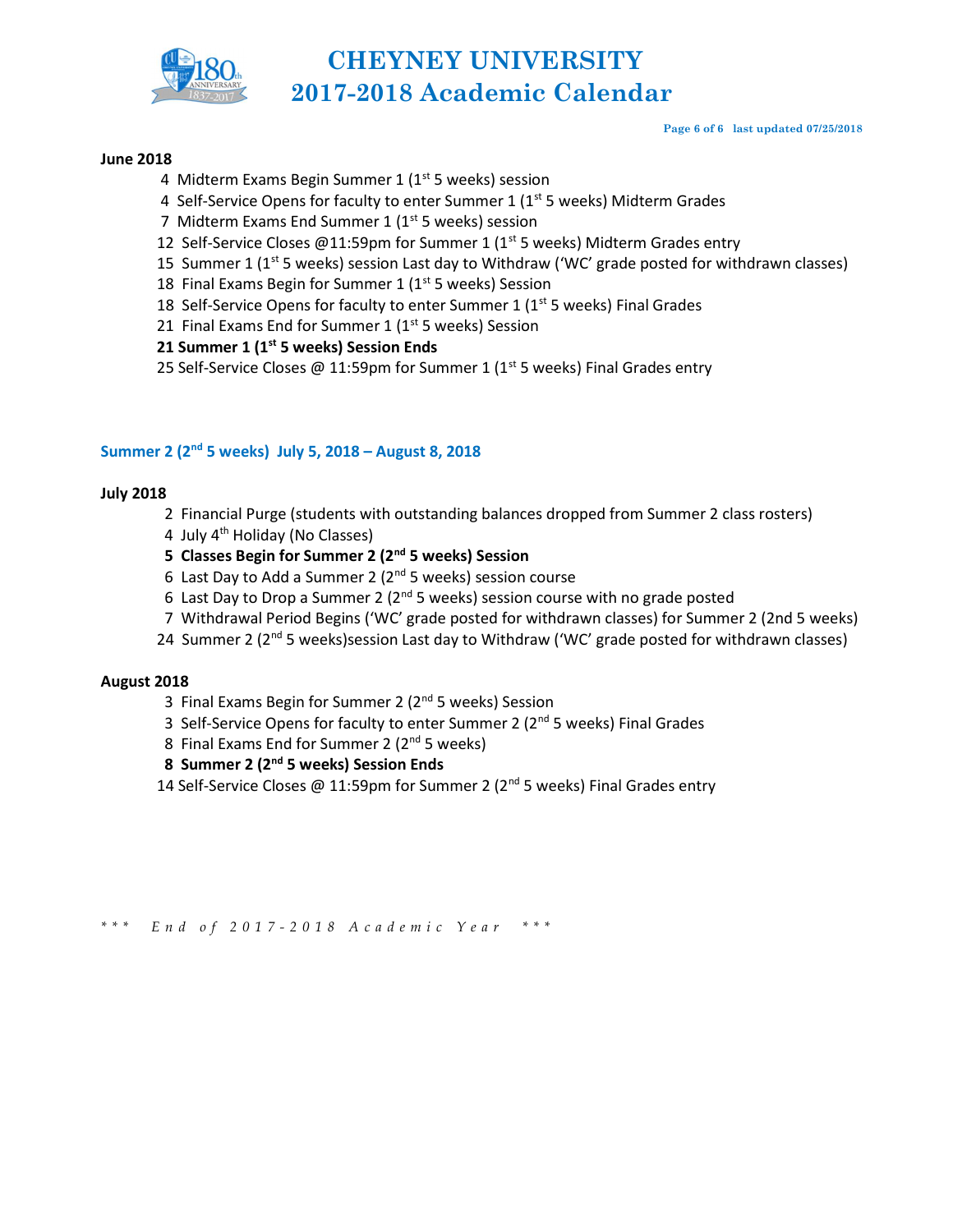# CHEYNEY UNIVERSITY
# 2017-2018 Academic Calendar

**June 2018**

4 Midterm Exams Begin Summer 1 (1st 5 weeks) session
4 Self-Service Opens for faculty to enter Summer 1 (1st 5 weeks) Midterm Grades
7 Midterm Exams End Summer 1 (1st 5 weeks) session
12 Self-Service Closes @11:59pm for Summer 1 (1st 5 weeks) Midterm Grades entry
15 Summer 1 (1st 5 weeks) session Last day to Withdraw ('WC' grade posted for withdrawn classes)
18 Final Exams Begin for Summer 1 (1st 5 weeks) Session
18 Self-Service Opens for faculty to enter Summer 1 (1st 5 weeks) Final Grades
21 Final Exams End for Summer 1 (1st 5 weeks) Session
**21 Summer 1 (1st 5 weeks) Session Ends**
25 Self-Service Closes @ 11:59pm for Summer 1 (1st 5 weeks) Final Grades entry

## Summer 2 (2nd 5 weeks) July 5, 2018 – August 8, 2018

**July 2018**

2 Financial Purge (students with outstanding balances dropped from Summer 2 class rosters)
4 July 4th Holiday (No Classes)
**5 Classes Begin for Summer 2 (2nd 5 weeks) Session**
6 Last Day to Add a Summer 2 (2nd 5 weeks) session course
6 Last Day to Drop a Summer 2 (2nd 5 weeks) session course with no grade posted
7 Withdrawal Period Begins ('WC' grade posted for withdrawn classes) for Summer 2 (2nd 5 weeks)
24 Summer 2 (2nd 5 weeks)session Last day to Withdraw ('WC' grade posted for withdrawn classes)

**August 2018**

3 Final Exams Begin for Summer 2 (2nd 5 weeks) Session
3 Self-Service Opens for faculty to enter Summer 2 (2nd 5 weeks) Final Grades
8 Final Exams End for Summer 2 (2nd 5 weeks)
**8 Summer 2 (2nd 5 weeks) Session Ends**
14 Self-Service Closes @ 11:59pm for Summer 2 (2nd 5 weeks) Final Grades entry

*\*\*\* End of 2017-2018 Academic Year \*\*\**